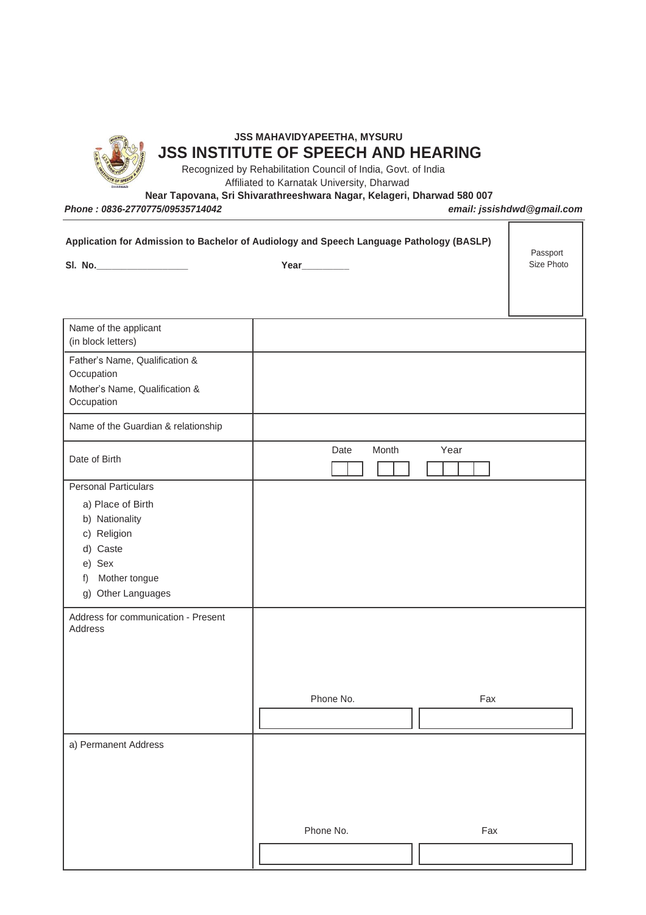**JSS MAHAVIDYAPEETHA, MYSURU**

# JSS INSTITUTE OF SPEECH AND HEARING

Recognized by Rehabilitation Council of India, Govt. of India

Affiliated to Karnatak University, Dharwad

**Near Tapovana, Sri Shivarathreeshwara Nagar, Kelageri, Dharwad 580 007**

***Phone : 0836-2770775/09535714042*** ***email: jssishdwd@gmail.com***

**Application for Admission to Bachelor of Audiology and Speech Language Pathology (BASLP)**

**Sl. No.__________________** **Year_________**

Passport Size Photo

| | |
|---|---|
| Name of the applicant (in block letters) | |
| Father's Name, Qualification & Occupation<br>Mother's Name, Qualification & Occupation | |
| Name of the Guardian & relationship | |
| Date of Birth | Date [ ][ ] Month [ ][ ] Year [ ][ ][ ][ ] |
| Personal Particulars<br>a) Place of Birth<br>b) Nationality<br>c) Religion<br>d) Caste<br>e) Sex<br>f) Mother tongue<br>g) Other Languages | |
| Address for communication - Present Address | Phone No. [ ] Fax [ ] |
| a) Permanent Address | Phone No. [ ] Fax [ ] |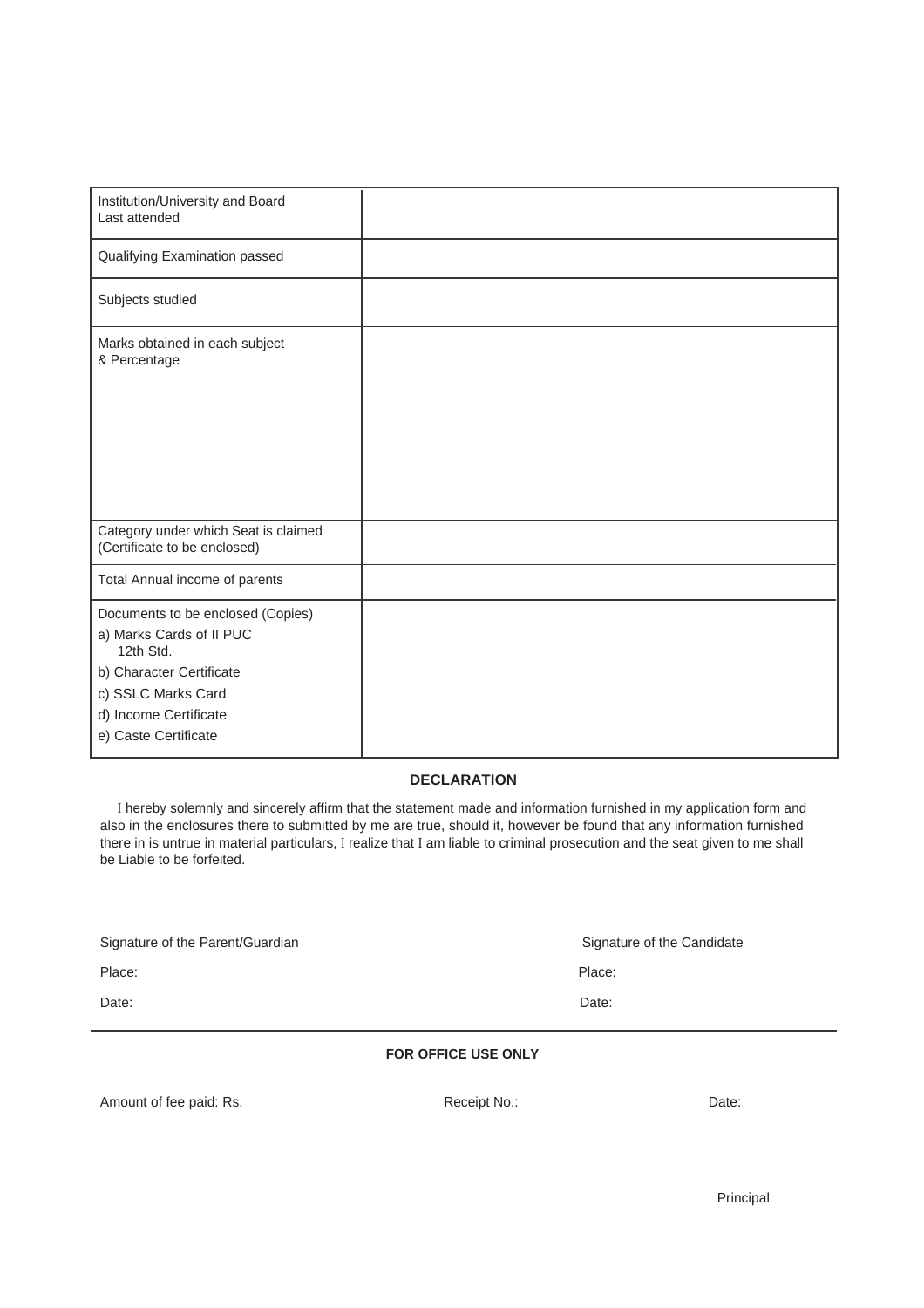| | |
|---|---|
| Institution/University and Board Last attended | |
| Qualifying Examination passed | |
| Subjects studied | |
| Marks obtained in each subject & Percentage | |
| Category under which Seat is claimed (Certificate to be enclosed) | |
| Total Annual income of parents | |
| Documents to be enclosed (Copies)<br>a) Marks Cards of II PUC 12th Std.<br>b) Character Certificate<br>c) SSLC Marks Card<br>d) Income Certificate<br>e) Caste Certificate | |

## DECLARATION

I hereby solemnly and sincerely affirm that the statement made and information furnished in my application form and also in the enclosures there to submitted by me are true, should it, however be found that any information furnished there in is untrue in material particulars, I realize that I am liable to criminal prosecution and the seat given to me shall be Liable to be forfeited.

Signature of the Parent/Guardian

Place:

Date:

Signature of the Candidate

Place:

Date:

---

**FOR OFFICE USE ONLY**

Amount of fee paid: Rs. Receipt No.: Date:

Principal